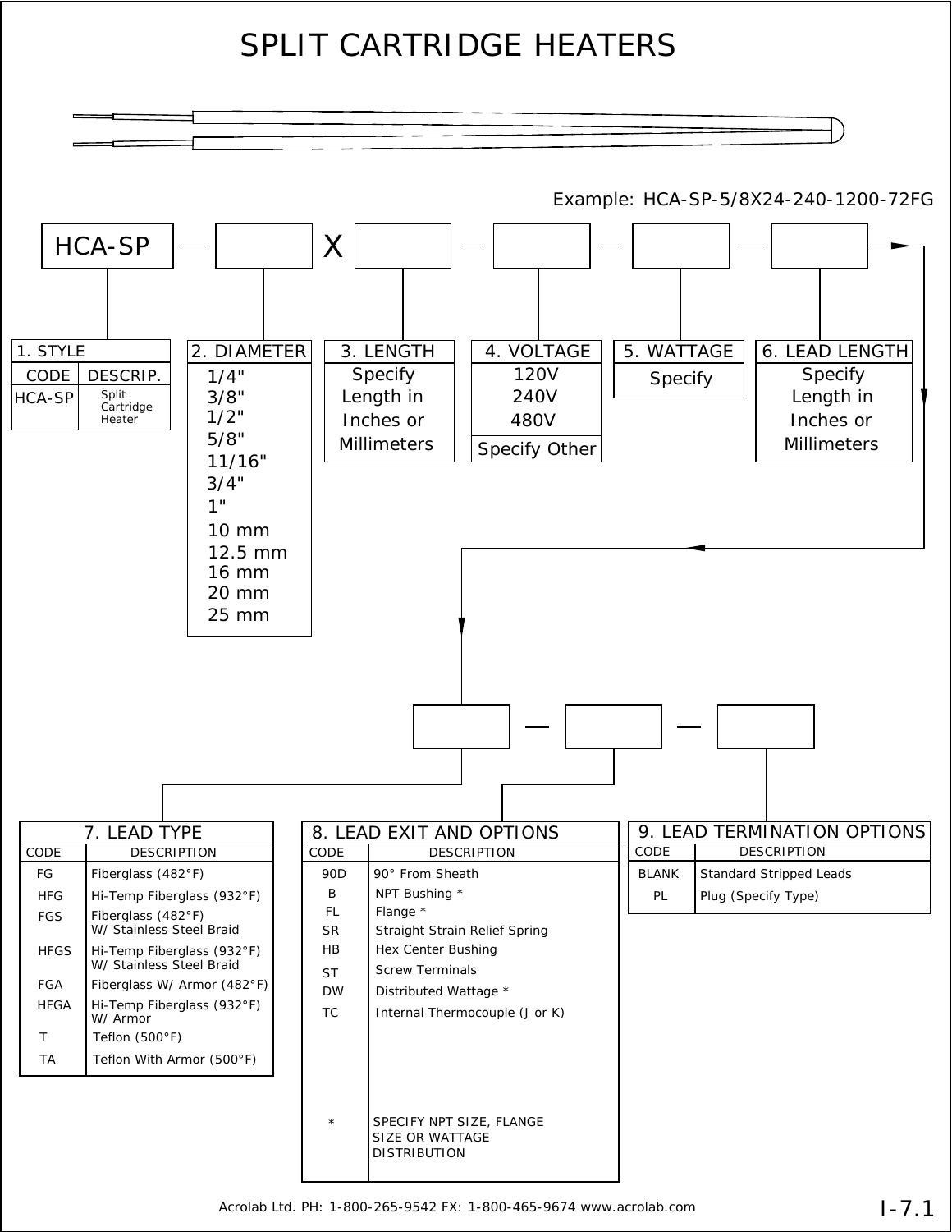# SPLIT CARTRIDGE HEATERS

Example: HCA-SP-5/8X24-240-1200-72FG

HCA-SP — [ ] X [ ] — [ ] — [ ] — [ ] → [ ] — [ ] — [ ]

### 1. STYLE

| CODE | DESCRIP. |
|---|---|
| HCA-SP | Split Cartridge Heater |

### 2. DIAMETER

- 1/4"
- 3/8"
- 1/2"
- 5/8"
- 11/16"
- 3/4"
- 1"
- 10 mm
- 12.5 mm
- 16 mm
- 20 mm
- 25 mm

### 3. LENGTH

Specify Length in Inches or Millimeters

### 4. VOLTAGE

- 120V
- 240V
- 480V
- Specify Other

### 5. WATTAGE

Specify

### 6. LEAD LENGTH

Specify Length in Inches or Millimeters

### 7. LEAD TYPE

| CODE | DESCRIPTION |
|---|---|
| FG | Fiberglass (482°F) |
| HFG | Hi-Temp Fiberglass (932°F) |
| FGS | Fiberglass (482°F) W/ Stainless Steel Braid |
| HFGS | Hi-Temp Fiberglass (932°F) W/ Stainless Steel Braid |
| FGA | Fiberglass W/ Armor (482°F) |
| HFGA | Hi-Temp Fiberglass (932°F) W/ Armor |
| T | Teflon (500°F) |
| TA | Teflon With Armor (500°F) |

### 8. LEAD EXIT AND OPTIONS

| CODE | DESCRIPTION |
|---|---|
| 90D | 90° From Sheath |
| B | NPT Bushing * |
| FL | Flange * |
| SR | Straight Strain Relief Spring |
| HB | Hex Center Bushing |
| ST | Screw Terminals |
| DW | Distributed Wattage * |
| TC | Internal Thermocouple (J or K) |
| * | SPECIFY NPT SIZE, FLANGE SIZE OR WATTAGE DISTRIBUTION |

### 9. LEAD TERMINATION OPTIONS

| CODE | DESCRIPTION |
|---|---|
| BLANK | Standard Stripped Leads |
| PL | Plug (Specify Type) |

Acrolab Ltd. PH: 1-800-265-9542 FX: 1-800-465-9674 www.acrolab.com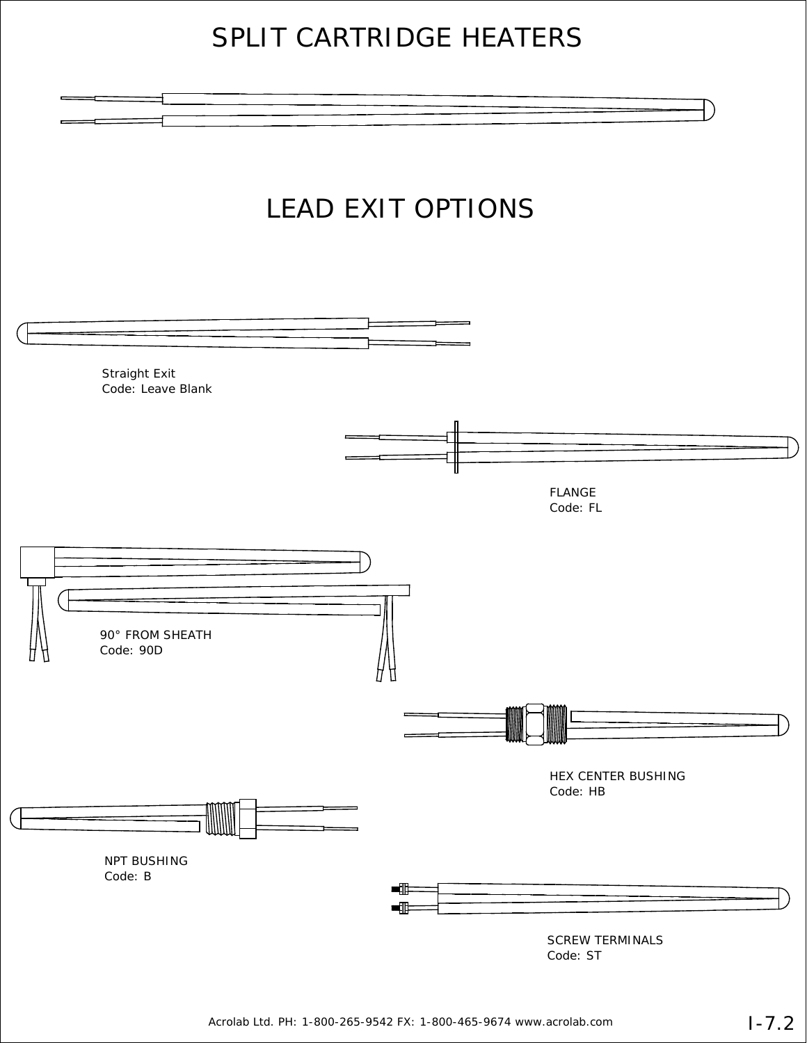# SPLIT CARTRIDGE HEATERS

## LEAD EXIT OPTIONS

Straight Exit
Code: Leave Blank

FLANGE
Code: FL

90° FROM SHEATH
Code: 90D

HEX CENTER BUSHING
Code: HB

NPT BUSHING
Code: B

SCREW TERMINALS
Code: ST

Acrolab Ltd. PH: 1-800-265-9542 FX: 1-800-465-9674 www.acrolab.com